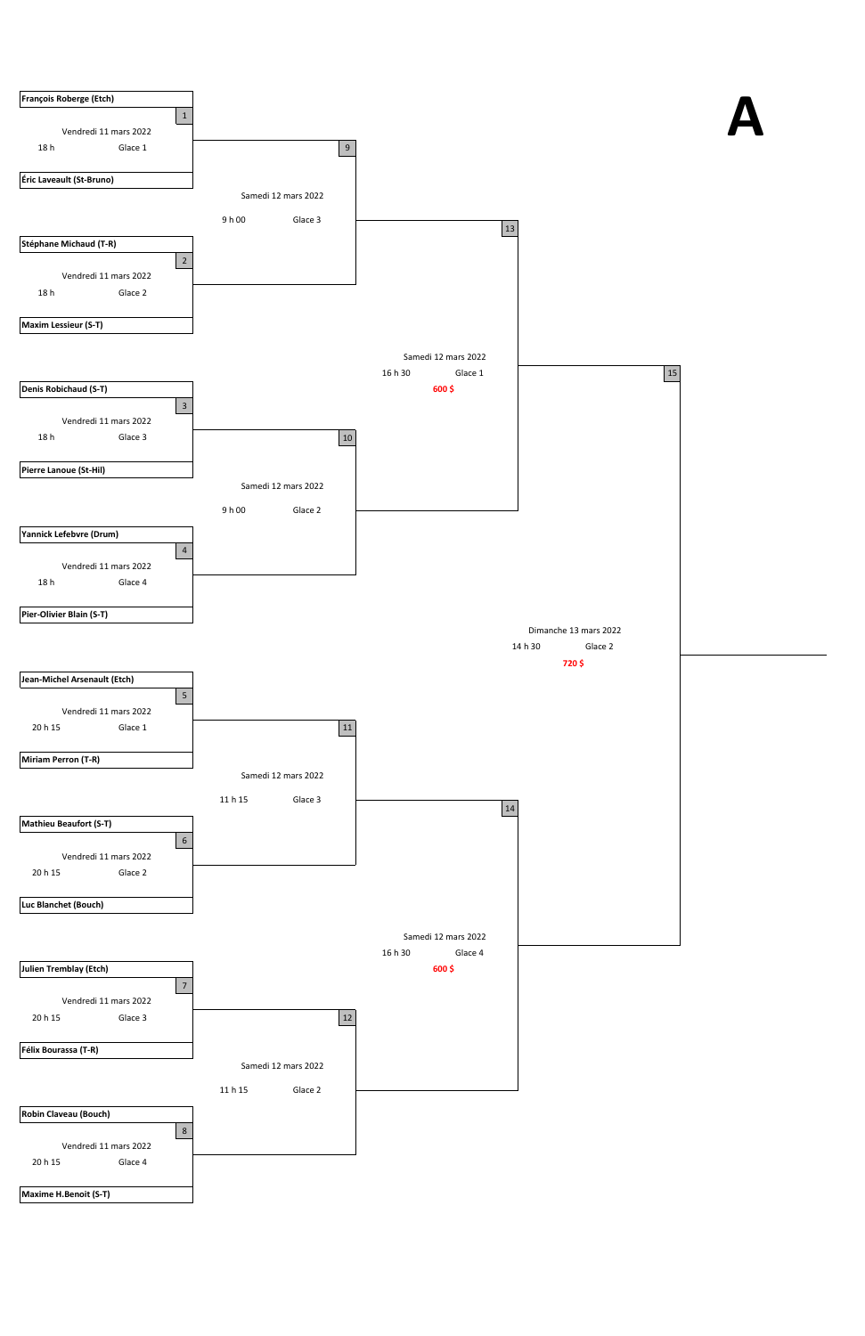# A

François Roberge (Etch)

1

Vendredi 11 mars 2022

18 h Glace 1

Éric Laveault (St-Bruno)

9

Samedi 12 mars 2022

9 h 00 Glace 3

Stéphane Michaud (T-R)

2

Vendredi 11 mars 2022

18 h Glace 2

Maxim Lessieur (S-T)

13

Samedi 12 mars 2022

16 h 30 Glace 1

600 $

Denis Robichaud (S-T)

3

Vendredi 11 mars 2022

18 h Glace 3

Pierre Lanoue (St-Hil)

10

Samedi 12 mars 2022

9 h 00 Glace 2

Yannick Lefebvre (Drum)

4

Vendredi 11 mars 2022

18 h Glace 4

Pier-Olivier Blain (S-T)

15

Dimanche 13 mars 2022

14 h 30 Glace 2

720 $

Jean-Michel Arsenault (Etch)

5

Vendredi 11 mars 2022

20 h 15 Glace 1

Miriam Perron (T-R)

11

Samedi 12 mars 2022

11 h 15 Glace 3

Mathieu Beaufort (S-T)

6

Vendredi 11 mars 2022

20 h 15 Glace 2

Luc Blanchet (Bouch)

14

Samedi 12 mars 2022

16 h 30 Glace 4

600 $

Julien Tremblay (Etch)

7

Vendredi 11 mars 2022

20 h 15 Glace 3

Félix Bourassa (T-R)

12

Samedi 12 mars 2022

11 h 15 Glace 2

Robin Claveau (Bouch)

8

Vendredi 11 mars 2022

20 h 15 Glace 4

Maxime H.Benoit (S-T)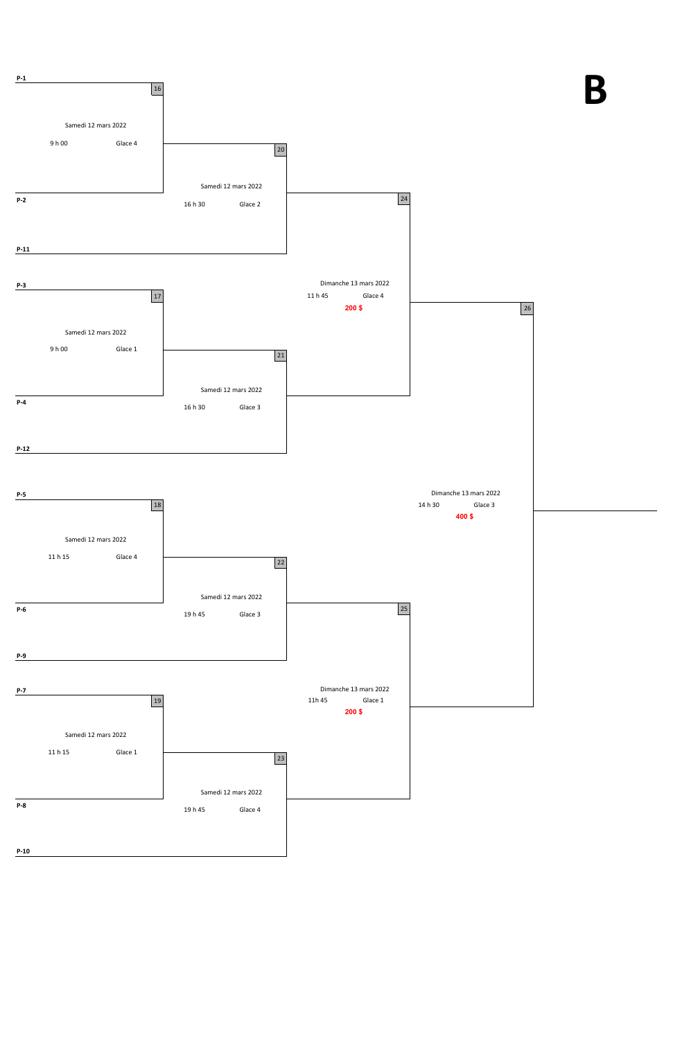# B

P-1

16

Samedi 12 mars 2022

9 h 00 Glace 4

20

Samedi 12 mars 2022

16 h 30 Glace 2

P-2

24

P-11

P-3

Dimanche 13 mars 2022

11 h 45 Glace 4

**200 $**

17

26

Samedi 12 mars 2022

9 h 00 Glace 1

21

Samedi 12 mars 2022

16 h 30 Glace 3

P-4

P-12

P-5

Dimanche 13 mars 2022

14 h 30 Glace 3

**400 $**

18

Samedi 12 mars 2022

11 h 15 Glace 4

22

Samedi 12 mars 2022

19 h 45 Glace 3

P-6

25

P-9

P-7

Dimanche 13 mars 2022

11h 45 Glace 1

**200 $**

19

Samedi 12 mars 2022

11 h 15 Glace 1

23

Samedi 12 mars 2022

19 h 45 Glace 4

P-8

P-10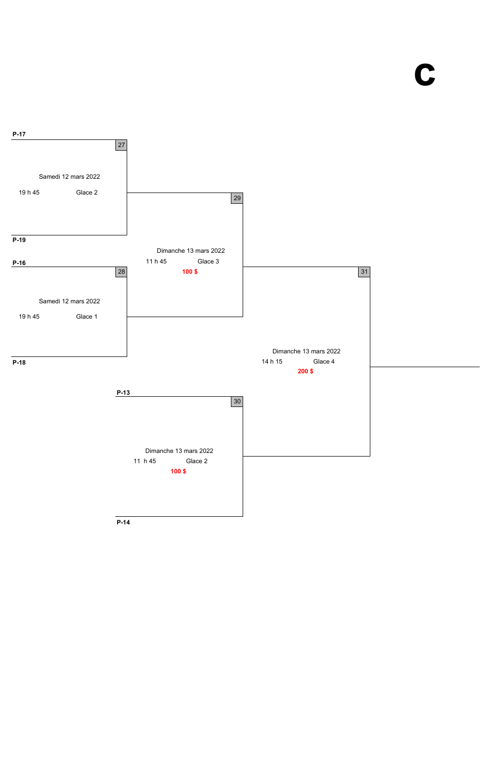# C

P-17

27

Samedi 12 mars 2022

19 h 45 Glace 2

P-19

29

Dimanche 13 mars 2022

11 h 45 Glace 3

**100 $**

P-16

28

Samedi 12 mars 2022

19 h 45 Glace 1

P-18

31

Dimanche 13 mars 2022

14 h 15 Glace 4

**200 $**

P-13

30

Dimanche 13 mars 2022

11 h 45 Glace 2

**100 $**

P-14